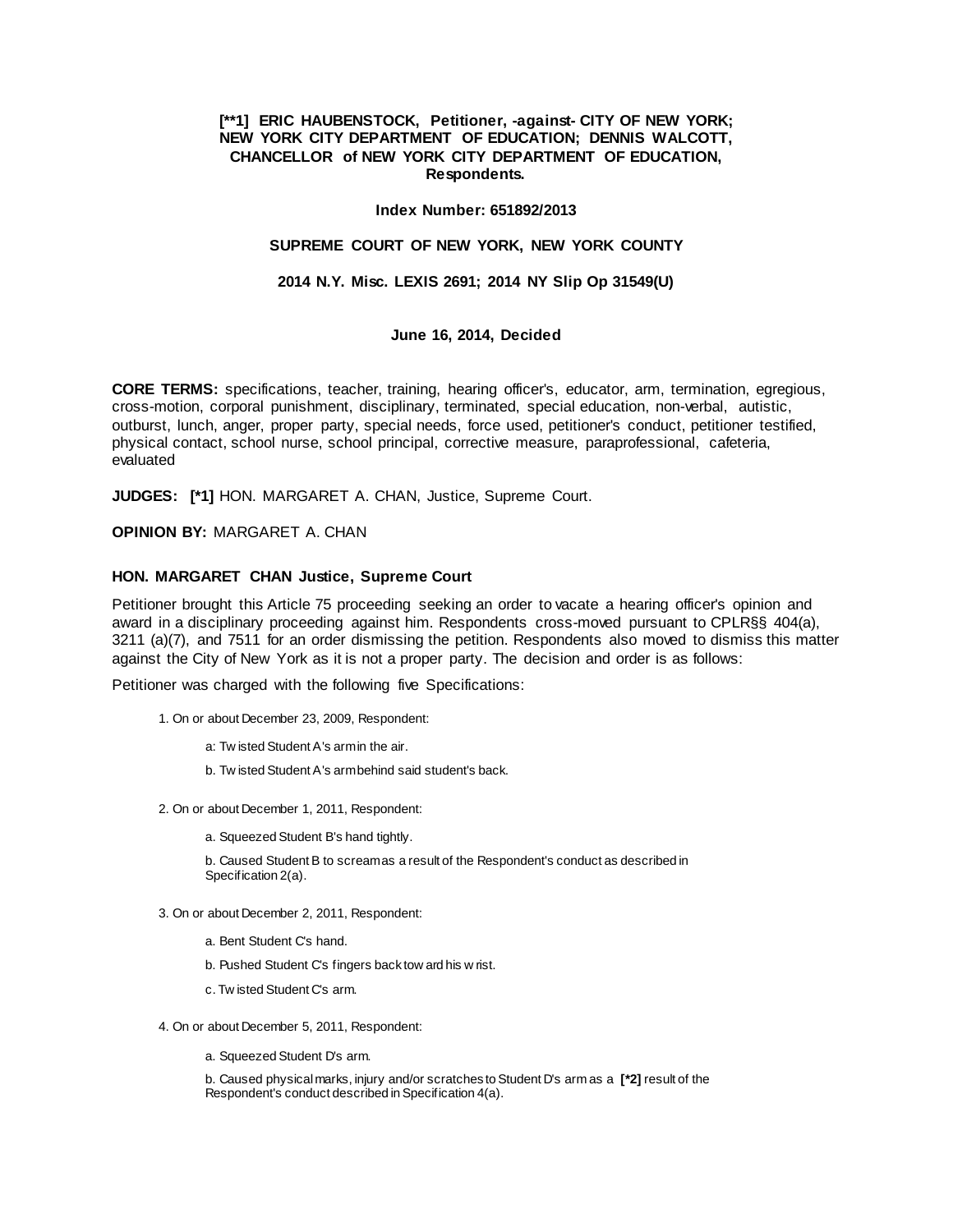**[**1] ERIC HAUBENSTOCK, Petitioner, -against- CITY OF NEW YORK; NEW YORK CITY DEPARTMENT OF EDUCATION; DENNIS WALCOTT, CHANCELLOR of NEW YORK CITY DEPARTMENT OF EDUCATION, Respondents.**

**Index Number: 651892/2013**

**SUPREME COURT OF NEW YORK, NEW YORK COUNTY**

**2014 N.Y. Misc. LEXIS 2691; 2014 NY Slip Op 31549(U)**

**June 16, 2014, Decided**

**CORE TERMS:** specifications, teacher, training, hearing officer's, educator, arm, termination, egregious, cross-motion, corporal punishment, disciplinary, terminated, special education, non-verbal, autistic, outburst, lunch, anger, proper party, special needs, force used, petitioner's conduct, petitioner testified, physical contact, school nurse, school principal, corrective measure, paraprofessional, cafeteria, evaluated

**JUDGES:** **[*1]** HON. MARGARET A. CHAN, Justice, Supreme Court.

**OPINION BY:** MARGARET A. CHAN

### HON. MARGARET CHAN Justice, Supreme Court

Petitioner brought this Article 75 proceeding seeking an order to vacate a hearing officer's opinion and award in a disciplinary proceeding against him. Respondents cross-moved pursuant to CPLR§§ 404(a), 3211 (a)(7), and 7511 for an order dismissing the petition. Respondents also moved to dismiss this matter against the City of New York as it is not a proper party. The decision and order is as follows:

Petitioner was charged with the following five Specifications:

1. On or about December 23, 2009, Respondent:

   a: Twisted Student A's arm in the air.

   b. Twisted Student A's arm behind said student's back.

2. On or about December 1, 2011, Respondent:

   a. Squeezed Student B's hand tightly.

   b. Caused Student B to scream as a result of the Respondent's conduct as described in Specification 2(a).

3. On or about December 2, 2011, Respondent:

   a. Bent Student C's hand.

   b. Pushed Student C's fingers back toward his wrist.

   c. Twisted Student C's arm.

4. On or about December 5, 2011, Respondent:

   a. Squeezed Student D's arm.

   b. Caused physical marks, injury and/or scratches to Student D's arm as a **[*2]** result of the Respondent's conduct described in Specification 4(a).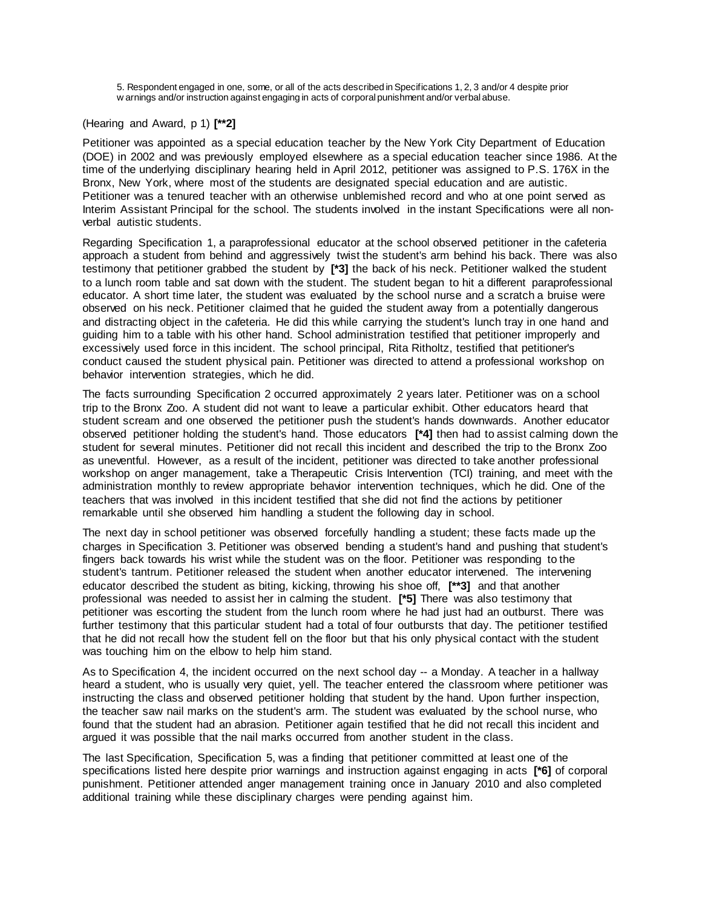5. Respondent engaged in one, some, or all of the acts described in Specifications 1, 2, 3 and/or 4 despite prior w arnings and/or instruction against engaging in acts of corporal punishment and/or verbal abuse.

(Hearing and Award, p 1) **[**2]**

Petitioner was appointed as a special education teacher by the New York City Department of Education (DOE) in 2002 and was previously employed elsewhere as a special education teacher since 1986. At the time of the underlying disciplinary hearing held in April 2012, petitioner was assigned to P.S. 176X in the Bronx, New York, where most of the students are designated special education and are autistic. Petitioner was a tenured teacher with an otherwise unblemished record and who at one point served as Interim Assistant Principal for the school. The students involved in the instant Specifications were all non-verbal autistic students.

Regarding Specification 1, a paraprofessional educator at the school observed petitioner in the cafeteria approach a student from behind and aggressively twist the student's arm behind his back. There was also testimony that petitioner grabbed the student by **[*3]** the back of his neck. Petitioner walked the student to a lunch room table and sat down with the student. The student began to hit a different paraprofessional educator. A short time later, the student was evaluated by the school nurse and a scratch a bruise were observed on his neck. Petitioner claimed that he guided the student away from a potentially dangerous and distracting object in the cafeteria. He did this while carrying the student's lunch tray in one hand and guiding him to a table with his other hand. School administration testified that petitioner improperly and excessively used force in this incident. The school principal, Rita Ritholtz, testified that petitioner's conduct caused the student physical pain. Petitioner was directed to attend a professional workshop on behavior intervention strategies, which he did.

The facts surrounding Specification 2 occurred approximately 2 years later. Petitioner was on a school trip to the Bronx Zoo. A student did not want to leave a particular exhibit. Other educators heard that student scream and one observed the petitioner push the student's hands downwards. Another educator observed petitioner holding the student's hand. Those educators **[*4]** then had to assist calming down the student for several minutes. Petitioner did not recall this incident and described the trip to the Bronx Zoo as uneventful. However, as a result of the incident, petitioner was directed to take another professional workshop on anger management, take a Therapeutic Crisis Intervention (TCI) training, and meet with the administration monthly to review appropriate behavior intervention techniques, which he did. One of the teachers that was involved in this incident testified that she did not find the actions by petitioner remarkable until she observed him handling a student the following day in school.

The next day in school petitioner was observed forcefully handling a student; these facts made up the charges in Specification 3. Petitioner was observed bending a student's hand and pushing that student's fingers back towards his wrist while the student was on the floor. Petitioner was responding to the student's tantrum. Petitioner released the student when another educator intervened. The intervening educator described the student as biting, kicking, throwing his shoe off, **[**3]** and that another professional was needed to assist her in calming the student. **[*5]** There was also testimony that petitioner was escorting the student from the lunch room where he had just had an outburst. There was further testimony that this particular student had a total of four outbursts that day. The petitioner testified that he did not recall how the student fell on the floor but that his only physical contact with the student was touching him on the elbow to help him stand.

As to Specification 4, the incident occurred on the next school day -- a Monday. A teacher in a hallway heard a student, who is usually very quiet, yell. The teacher entered the classroom where petitioner was instructing the class and observed petitioner holding that student by the hand. Upon further inspection, the teacher saw nail marks on the student's arm. The student was evaluated by the school nurse, who found that the student had an abrasion. Petitioner again testified that he did not recall this incident and argued it was possible that the nail marks occurred from another student in the class.

The last Specification, Specification 5, was a finding that petitioner committed at least one of the specifications listed here despite prior warnings and instruction against engaging in acts **[*6]** of corporal punishment. Petitioner attended anger management training once in January 2010 and also completed additional training while these disciplinary charges were pending against him.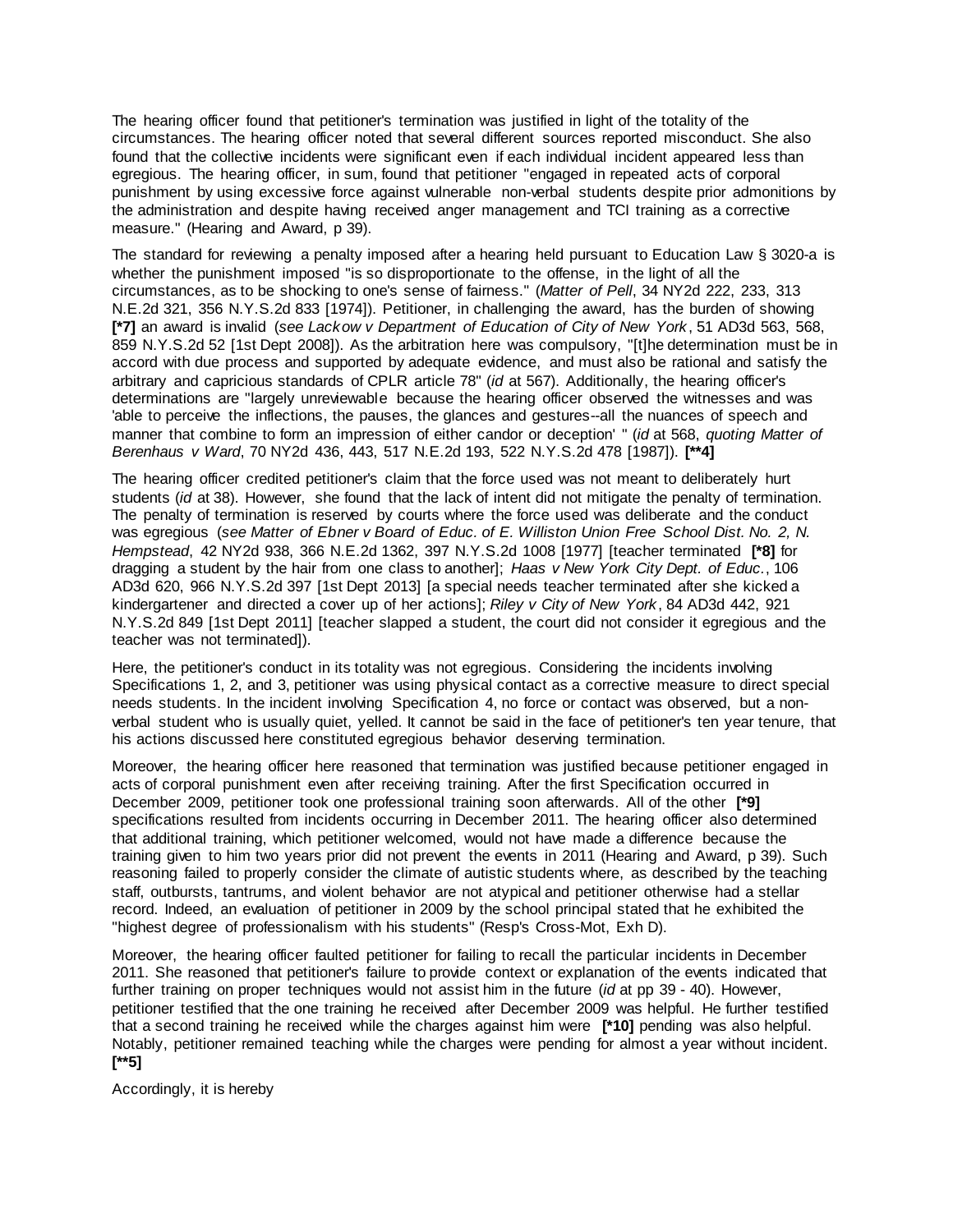The hearing officer found that petitioner's termination was justified in light of the totality of the circumstances. The hearing officer noted that several different sources reported misconduct. She also found that the collective incidents were significant even if each individual incident appeared less than egregious. The hearing officer, in sum, found that petitioner "engaged in repeated acts of corporal punishment by using excessive force against vulnerable non-verbal students despite prior admonitions by the administration and despite having received anger management and TCI training as a corrective measure." (Hearing and Award, p 39).

The standard for reviewing a penalty imposed after a hearing held pursuant to Education Law § 3020-a is whether the punishment imposed "is so disproportionate to the offense, in the light of all the circumstances, as to be shocking to one's sense of fairness." (*Matter of Pell*, 34 NY2d 222, 233, 313 N.E.2d 321, 356 N.Y.S.2d 833 [1974]). Petitioner, in challenging the award, has the burden of showing **[*7]** an award is invalid (*see Lackow v Department of Education of City of New York*, 51 AD3d 563, 568, 859 N.Y.S.2d 52 [1st Dept 2008]). As the arbitration here was compulsory, "[t]he determination must be in accord with due process and supported by adequate evidence, and must also be rational and satisfy the arbitrary and capricious standards of CPLR article 78" (*id* at 567). Additionally, the hearing officer's determinations are "largely unreviewable because the hearing officer observed the witnesses and was 'able to perceive the inflections, the pauses, the glances and gestures--all the nuances of speech and manner that combine to form an impression of either candor or deception' " (*id* at 568, *quoting Matter of Berenhaus v Ward*, 70 NY2d 436, 443, 517 N.E.2d 193, 522 N.Y.S.2d 478 [1987]). **[**4]**

The hearing officer credited petitioner's claim that the force used was not meant to deliberately hurt students (*id* at 38). However, she found that the lack of intent did not mitigate the penalty of termination. The penalty of termination is reserved by courts where the force used was deliberate and the conduct was egregious (*see Matter of Ebner v Board of Educ. of E. Williston Union Free School Dist. No. 2, N. Hempstead*, 42 NY2d 938, 366 N.E.2d 1362, 397 N.Y.S.2d 1008 [1977] [teacher terminated **[*8]** for dragging a student by the hair from one class to another]; *Haas v New York City Dept. of Educ.*, 106 AD3d 620, 966 N.Y.S.2d 397 [1st Dept 2013] [a special needs teacher terminated after she kicked a kindergartener and directed a cover up of her actions]; *Riley v City of New York*, 84 AD3d 442, 921 N.Y.S.2d 849 [1st Dept 2011] [teacher slapped a student, the court did not consider it egregious and the teacher was not terminated]).

Here, the petitioner's conduct in its totality was not egregious. Considering the incidents involving Specifications 1, 2, and 3, petitioner was using physical contact as a corrective measure to direct special needs students. In the incident involving Specification 4, no force or contact was observed, but a non-verbal student who is usually quiet, yelled. It cannot be said in the face of petitioner's ten year tenure, that his actions discussed here constituted egregious behavior deserving termination.

Moreover, the hearing officer here reasoned that termination was justified because petitioner engaged in acts of corporal punishment even after receiving training. After the first Specification occurred in December 2009, petitioner took one professional training soon afterwards. All of the other **[*9]** specifications resulted from incidents occurring in December 2011. The hearing officer also determined that additional training, which petitioner welcomed, would not have made a difference because the training given to him two years prior did not prevent the events in 2011 (Hearing and Award, p 39). Such reasoning failed to properly consider the climate of autistic students where, as described by the teaching staff, outbursts, tantrums, and violent behavior are not atypical and petitioner otherwise had a stellar record. Indeed, an evaluation of petitioner in 2009 by the school principal stated that he exhibited the "highest degree of professionalism with his students" (Resp's Cross-Mot, Exh D).

Moreover, the hearing officer faulted petitioner for failing to recall the particular incidents in December 2011. She reasoned that petitioner's failure to provide context or explanation of the events indicated that further training on proper techniques would not assist him in the future (*id* at pp 39 - 40). However, petitioner testified that the one training he received after December 2009 was helpful. He further testified that a second training he received while the charges against him were **[*10]** pending was also helpful. Notably, petitioner remained teaching while the charges were pending for almost a year without incident. **[**5]**

Accordingly, it is hereby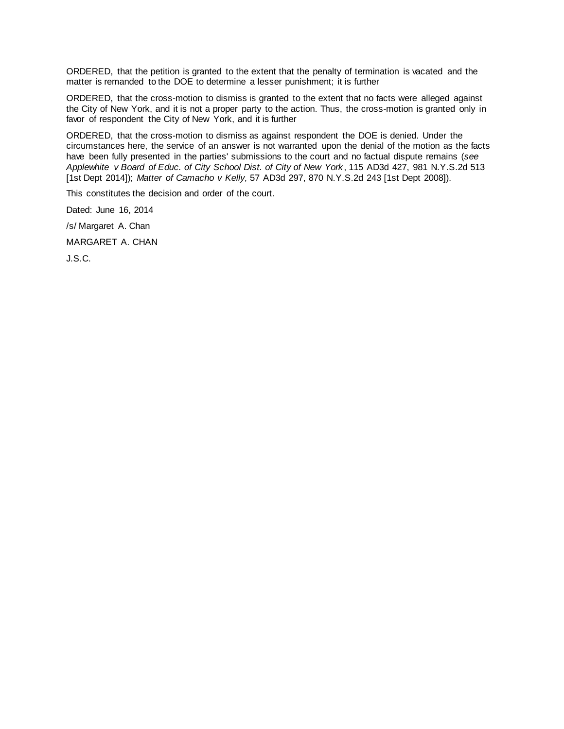ORDERED, that the petition is granted to the extent that the penalty of termination is vacated and the matter is remanded to the DOE to determine a lesser punishment; it is further

ORDERED, that the cross-motion to dismiss is granted to the extent that no facts were alleged against the City of New York, and it is not a proper party to the action. Thus, the cross-motion is granted only in favor of respondent the City of New York, and it is further

ORDERED, that the cross-motion to dismiss as against respondent the DOE is denied. Under the circumstances here, the service of an answer is not warranted upon the denial of the motion as the facts have been fully presented in the parties' submissions to the court and no factual dispute remains (*see Applewhite v Board of Educ. of City School Dist. of City of New York*, 115 AD3d 427, 981 N.Y.S.2d 513 [1st Dept 2014]); *Matter of Camacho v Kelly*, 57 AD3d 297, 870 N.Y.S.2d 243 [1st Dept 2008]).

This constitutes the decision and order of the court.

Dated: June 16, 2014

/s/ Margaret A. Chan

MARGARET A. CHAN

J.S.C.